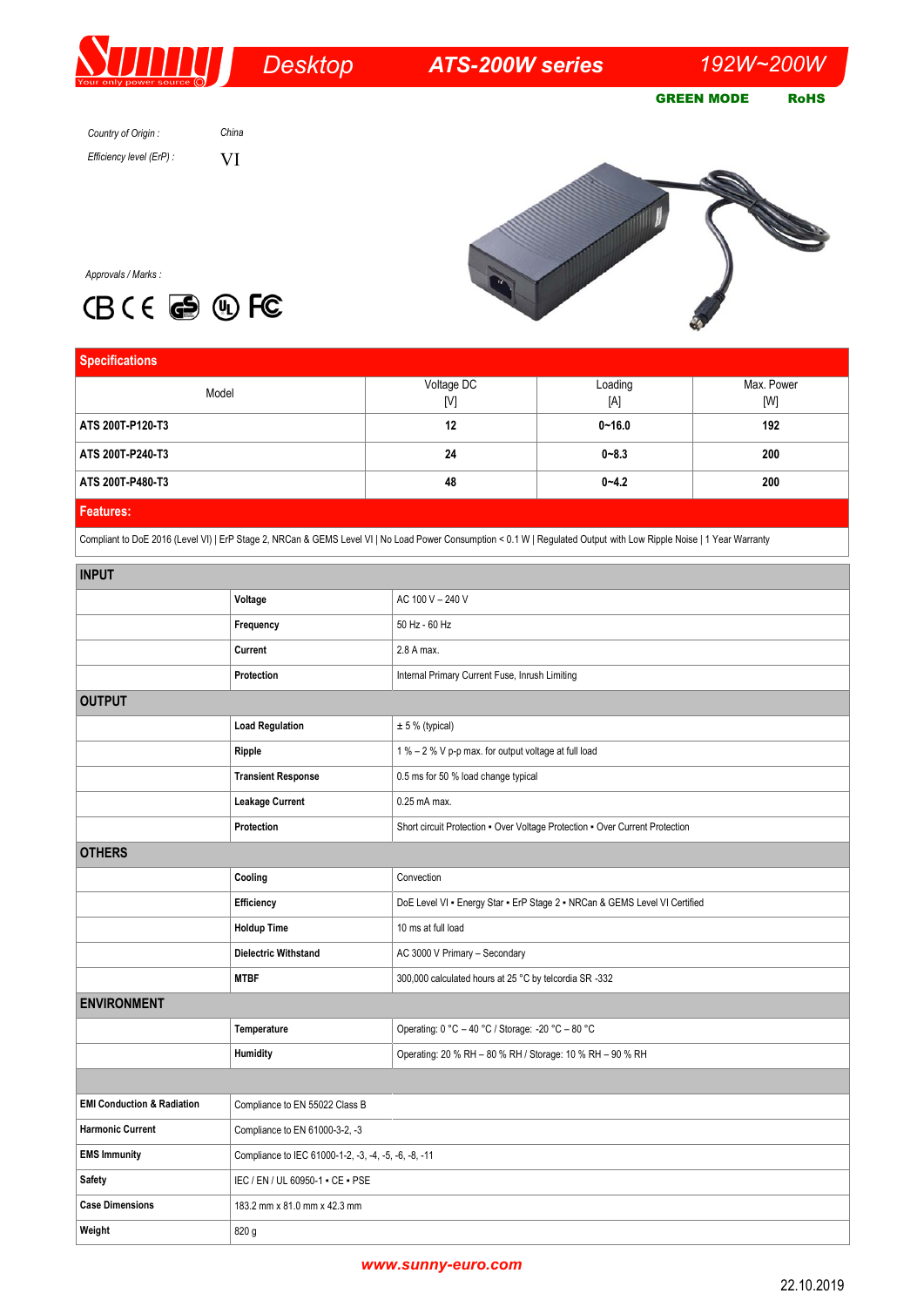# Sunny — Desktop — ATS-200W series — 192W~200W

GREEN MODE RoHS

*Country of Origin :* China

*Efficiency level (ErP) :* VI

*Approvals / Marks :* CB CE GS UL FC

## Specifications

| Model | Voltage DC [V] | Loading [A] | Max. Power [W] |
|---|---|---|---|
| **ATS 200T-P120-T3** | **12** | **0~16.0** | **192** |
| **ATS 200T-P240-T3** | **24** | **0~8.3** | **200** |
| **ATS 200T-P480-T3** | **48** | **0~4.2** | **200** |

## Features:

Compliant to DoE 2016 (Level VI) | ErP Stage 2, NRCan & GEMS Level VI | No Load Power Consumption < 0.1 W | Regulated Output with Low Ripple Noise | 1 Year Warranty

| | | |
|---|---|---|
| **INPUT** | | |
| | **Voltage** | AC 100 V – 240 V |
| | **Frequency** | 50 Hz - 60 Hz |
| | **Current** | 2.8 A max. |
| | **Protection** | Internal Primary Current Fuse, Inrush Limiting |
| **OUTPUT** | | |
| | **Load Regulation** | ± 5 % (typical) |
| | **Ripple** | 1 % – 2 % V p-p max. for output voltage at full load |
| | **Transient Response** | 0.5 ms for 50 % load change typical |
| | **Leakage Current** | 0.25 mA max. |
| | **Protection** | Short circuit Protection • Over Voltage Protection • Over Current Protection |
| **OTHERS** | | |
| | **Cooling** | Convection |
| | **Efficiency** | DoE Level VI • Energy Star • ErP Stage 2 • NRCan & GEMS Level VI Certified |
| | **Holdup Time** | 10 ms at full load |
| | **Dielectric Withstand** | AC 3000 V Primary – Secondary |
| | **MTBF** | 300,000 calculated hours at 25 °C by telcordia SR -332 |
| **ENVIRONMENT** | | |
| | **Temperature** | Operating: 0 °C – 40 °C / Storage: -20 °C – 80 °C |
| | **Humidity** | Operating: 20 % RH – 80 % RH / Storage: 10 % RH – 90 % RH |

| | |
|---|---|
| **EMI Conduction & Radiation** | Compliance to EN 55022 Class B |
| **Harmonic Current** | Compliance to EN 61000-3-2, -3 |
| **EMS Immunity** | Compliance to IEC 61000-1-2, -3, -4, -5, -6, -8, -11 |
| **Safety** | IEC / EN / UL 60950-1 • CE • PSE |
| **Case Dimensions** | 183.2 mm x 81.0 mm x 42.3 mm |
| **Weight** | 820 g |

www.sunny-euro.com

22.10.2019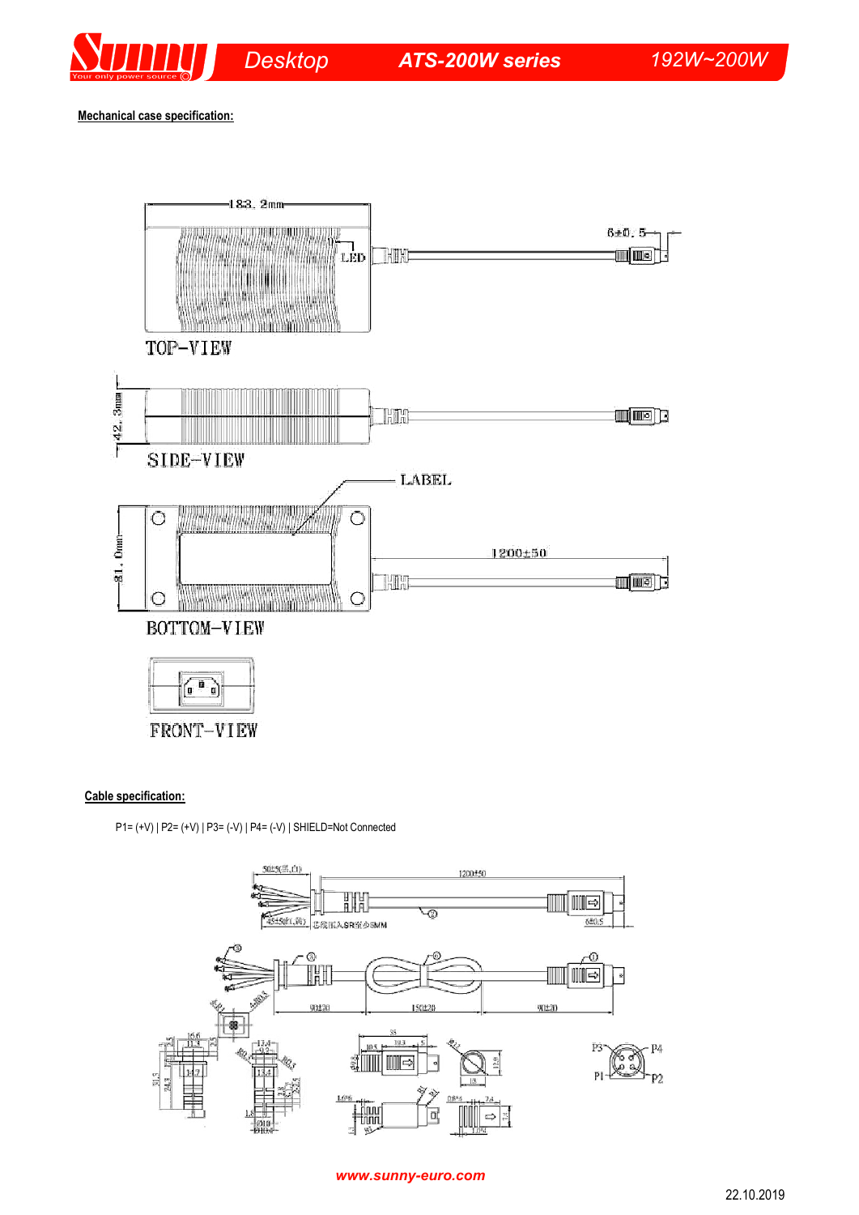**Mechanical case specification:**

183. 2mm

LED

6±0. 5

TOP-VIEW

42. 3mm

SIDE-VIEW

LABEL

81. 0mm

1200±50

BOTTOM-VIEW

FRONT-VIEW

**Cable specification:**

P1= (+V) | P2= (+V) | P3= (-V) | P4= (-V) | SHIELD=Not Connected

P3 P4

P1 P2

www.sunny-euro.com

22.10.2019